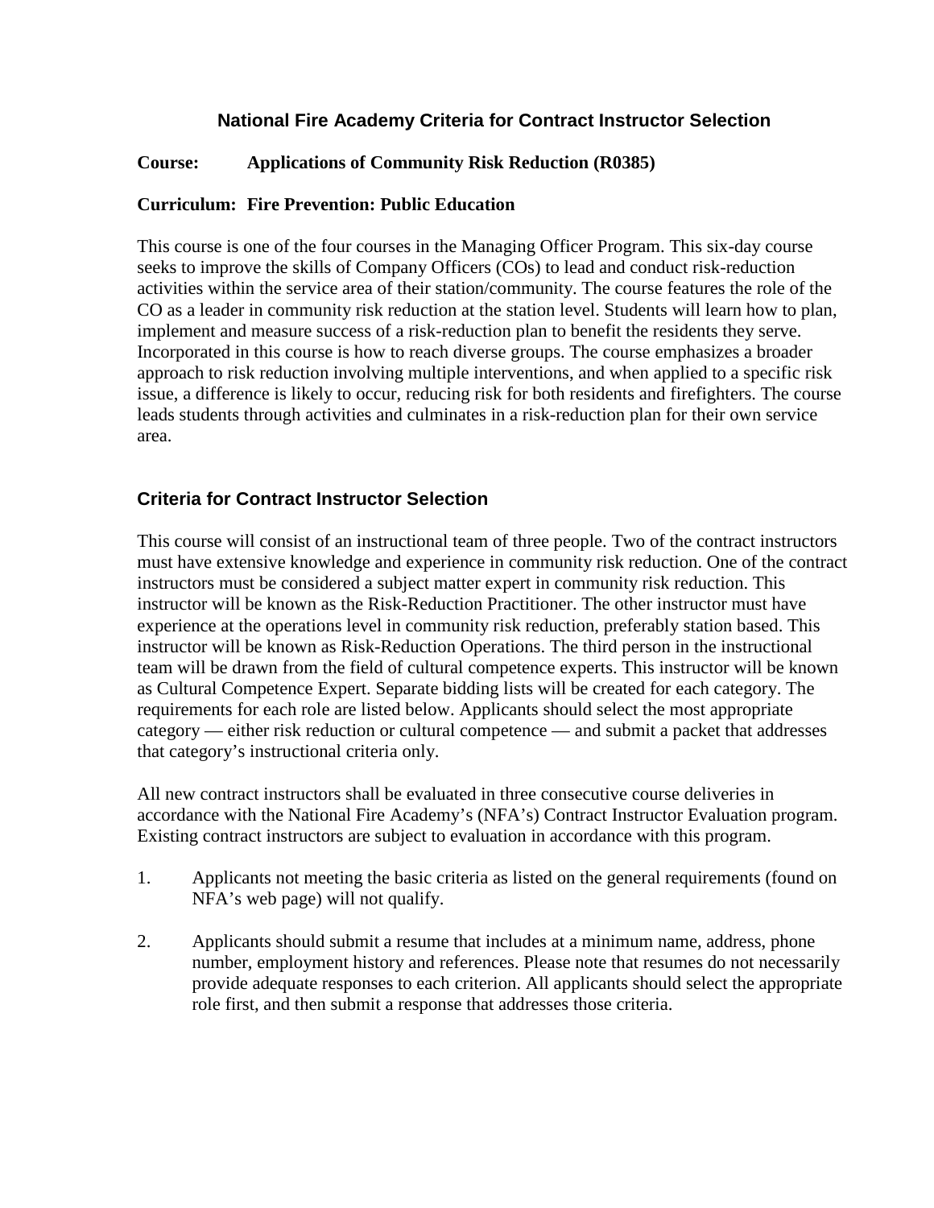# National Fire Academy Criteria for Contract Instructor Selection

**Course: Applications of Community Risk Reduction (R0385)**

**Curriculum: Fire Prevention: Public Education**

This course is one of the four courses in the Managing Officer Program. This six-day course seeks to improve the skills of Company Officers (COs) to lead and conduct risk-reduction activities within the service area of their station/community. The course features the role of the CO as a leader in community risk reduction at the station level. Students will learn how to plan, implement and measure success of a risk-reduction plan to benefit the residents they serve. Incorporated in this course is how to reach diverse groups. The course emphasizes a broader approach to risk reduction involving multiple interventions, and when applied to a specific risk issue, a difference is likely to occur, reducing risk for both residents and firefighters. The course leads students through activities and culminates in a risk-reduction plan for their own service area.

## Criteria for Contract Instructor Selection

This course will consist of an instructional team of three people. Two of the contract instructors must have extensive knowledge and experience in community risk reduction. One of the contract instructors must be considered a subject matter expert in community risk reduction. This instructor will be known as the Risk-Reduction Practitioner. The other instructor must have experience at the operations level in community risk reduction, preferably station based. This instructor will be known as Risk-Reduction Operations. The third person in the instructional team will be drawn from the field of cultural competence experts. This instructor will be known as Cultural Competence Expert. Separate bidding lists will be created for each category. The requirements for each role are listed below. Applicants should select the most appropriate category — either risk reduction or cultural competence — and submit a packet that addresses that category's instructional criteria only.

All new contract instructors shall be evaluated in three consecutive course deliveries in accordance with the National Fire Academy's (NFA's) Contract Instructor Evaluation program. Existing contract instructors are subject to evaluation in accordance with this program.

1. Applicants not meeting the basic criteria as listed on the general requirements (found on NFA's web page) will not qualify.

2. Applicants should submit a resume that includes at a minimum name, address, phone number, employment history and references. Please note that resumes do not necessarily provide adequate responses to each criterion. All applicants should select the appropriate role first, and then submit a response that addresses those criteria.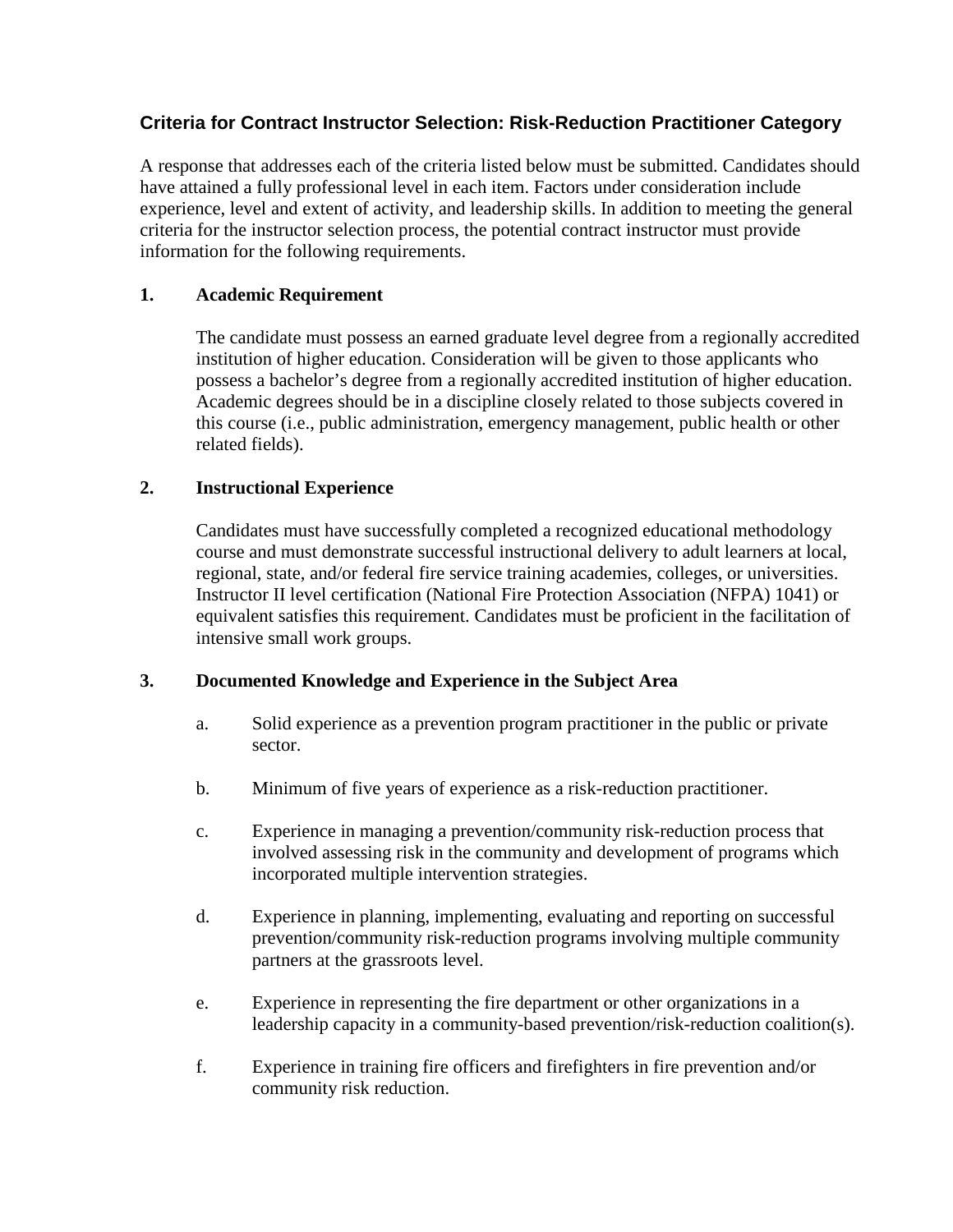### Criteria for Contract Instructor Selection: Risk-Reduction Practitioner Category

A response that addresses each of the criteria listed below must be submitted. Candidates should have attained a fully professional level in each item. Factors under consideration include experience, level and extent of activity, and leadership skills. In addition to meeting the general criteria for the instructor selection process, the potential contract instructor must provide information for the following requirements.

**1. Academic Requirement**

The candidate must possess an earned graduate level degree from a regionally accredited institution of higher education. Consideration will be given to those applicants who possess a bachelor's degree from a regionally accredited institution of higher education. Academic degrees should be in a discipline closely related to those subjects covered in this course (i.e., public administration, emergency management, public health or other related fields).

**2. Instructional Experience**

Candidates must have successfully completed a recognized educational methodology course and must demonstrate successful instructional delivery to adult learners at local, regional, state, and/or federal fire service training academies, colleges, or universities. Instructor II level certification (National Fire Protection Association (NFPA) 1041) or equivalent satisfies this requirement. Candidates must be proficient in the facilitation of intensive small work groups.

**3. Documented Knowledge and Experience in the Subject Area**

a. Solid experience as a prevention program practitioner in the public or private sector.

b. Minimum of five years of experience as a risk-reduction practitioner.

c. Experience in managing a prevention/community risk-reduction process that involved assessing risk in the community and development of programs which incorporated multiple intervention strategies.

d. Experience in planning, implementing, evaluating and reporting on successful prevention/community risk-reduction programs involving multiple community partners at the grassroots level.

e. Experience in representing the fire department or other organizations in a leadership capacity in a community-based prevention/risk-reduction coalition(s).

f. Experience in training fire officers and firefighters in fire prevention and/or community risk reduction.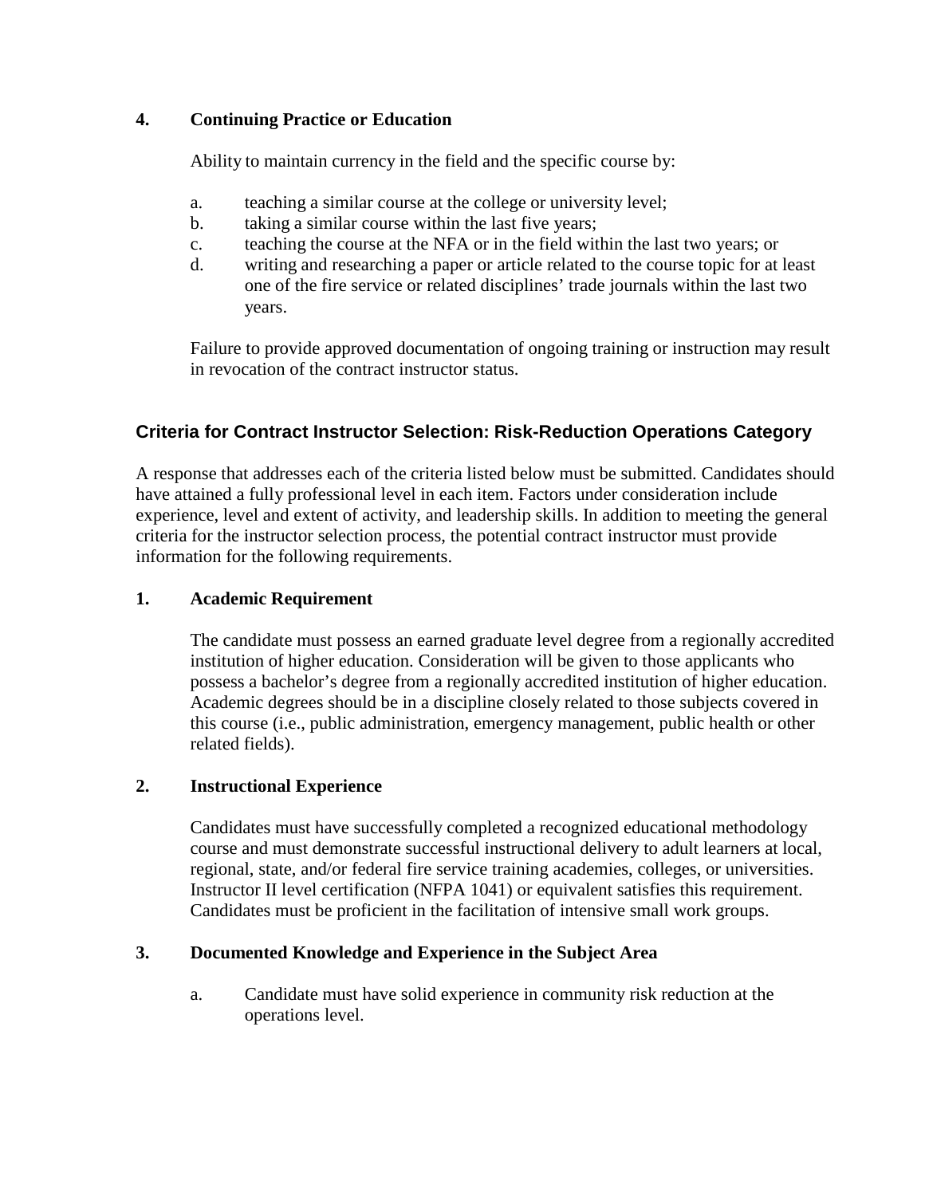**4. Continuing Practice or Education**

Ability to maintain currency in the field and the specific course by:

a. teaching a similar course at the college or university level;
b. taking a similar course within the last five years;
c. teaching the course at the NFA or in the field within the last two years; or
d. writing and researching a paper or article related to the course topic for at least one of the fire service or related disciplines' trade journals within the last two years.

Failure to provide approved documentation of ongoing training or instruction may result in revocation of the contract instructor status.

## Criteria for Contract Instructor Selection: Risk-Reduction Operations Category

A response that addresses each of the criteria listed below must be submitted. Candidates should have attained a fully professional level in each item. Factors under consideration include experience, level and extent of activity, and leadership skills. In addition to meeting the general criteria for the instructor selection process, the potential contract instructor must provide information for the following requirements.

**1. Academic Requirement**

The candidate must possess an earned graduate level degree from a regionally accredited institution of higher education. Consideration will be given to those applicants who possess a bachelor's degree from a regionally accredited institution of higher education. Academic degrees should be in a discipline closely related to those subjects covered in this course (i.e., public administration, emergency management, public health or other related fields).

**2. Instructional Experience**

Candidates must have successfully completed a recognized educational methodology course and must demonstrate successful instructional delivery to adult learners at local, regional, state, and/or federal fire service training academies, colleges, or universities. Instructor II level certification (NFPA 1041) or equivalent satisfies this requirement. Candidates must be proficient in the facilitation of intensive small work groups.

**3. Documented Knowledge and Experience in the Subject Area**

a. Candidate must have solid experience in community risk reduction at the operations level.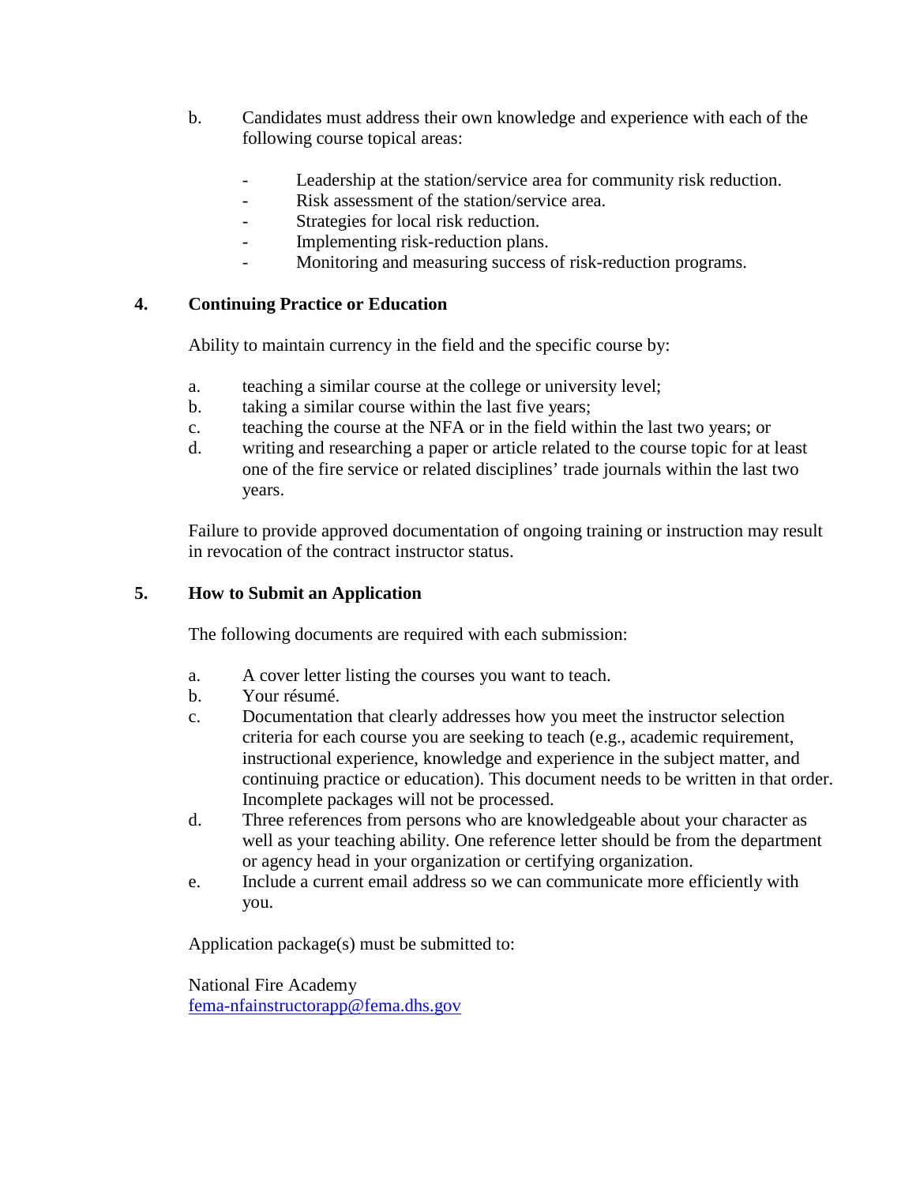b. Candidates must address their own knowledge and experience with each of the following course topical areas:

   - Leadership at the station/service area for community risk reduction.
   - Risk assessment of the station/service area.
   - Strategies for local risk reduction.
   - Implementing risk-reduction plans.
   - Monitoring and measuring success of risk-reduction programs.

## 4. Continuing Practice or Education

Ability to maintain currency in the field and the specific course by:

a. teaching a similar course at the college or university level;
b. taking a similar course within the last five years;
c. teaching the course at the NFA or in the field within the last two years; or
d. writing and researching a paper or article related to the course topic for at least one of the fire service or related disciplines' trade journals within the last two years.

Failure to provide approved documentation of ongoing training or instruction may result in revocation of the contract instructor status.

## 5. How to Submit an Application

The following documents are required with each submission:

a. A cover letter listing the courses you want to teach.
b. Your résumé.
c. Documentation that clearly addresses how you meet the instructor selection criteria for each course you are seeking to teach (e.g., academic requirement, instructional experience, knowledge and experience in the subject matter, and continuing practice or education). This document needs to be written in that order. Incomplete packages will not be processed.
d. Three references from persons who are knowledgeable about your character as well as your teaching ability. One reference letter should be from the department or agency head in your organization or certifying organization.
e. Include a current email address so we can communicate more efficiently with you.

Application package(s) must be submitted to:

National Fire Academy
[fema-nfainstructorapp@fema.dhs.gov](mailto:fema-nfainstructorapp@fema.dhs.gov)